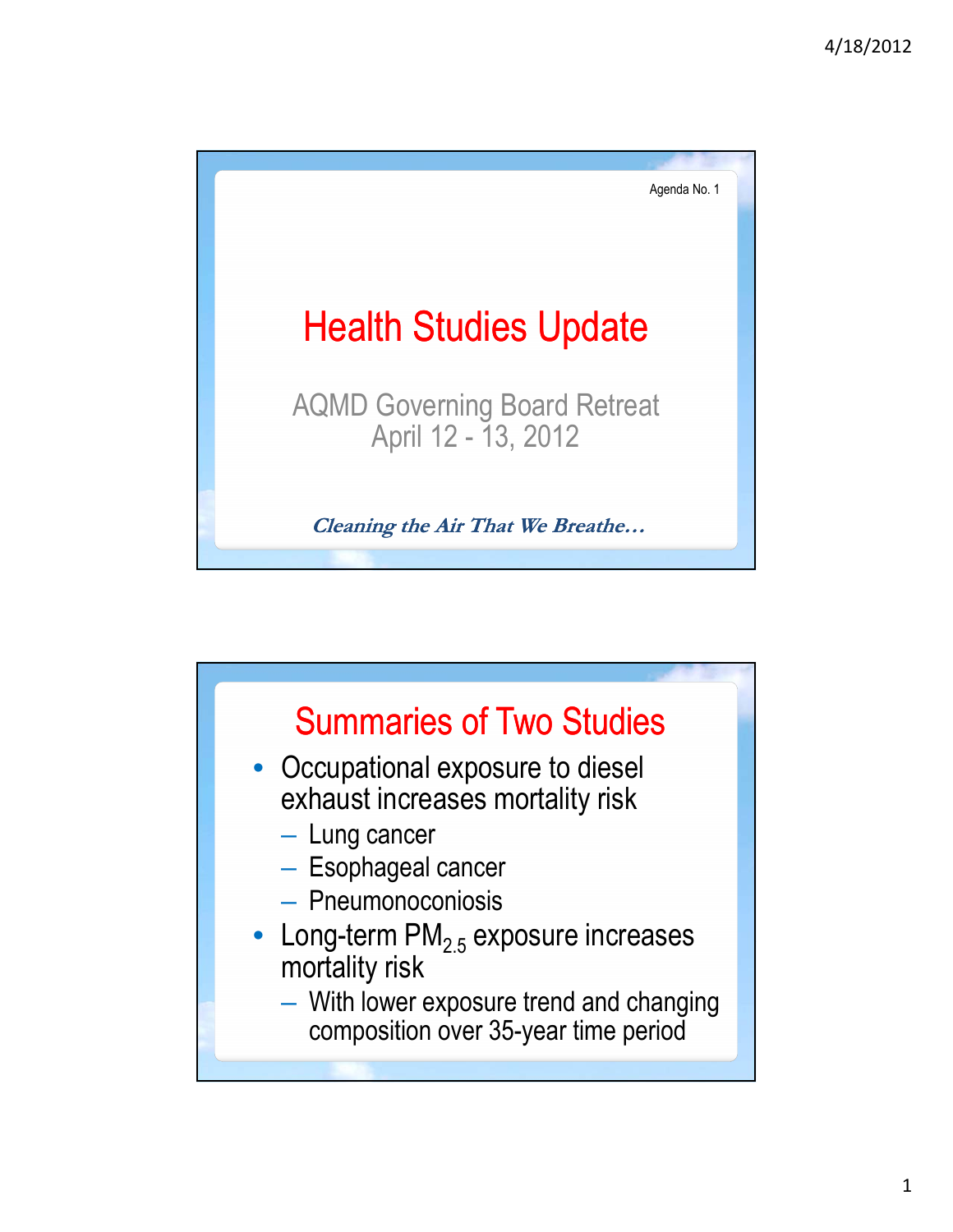Agenda No. 1

# Health Studies Update

AQMD Governing Board Retreat
April 12 - 13, 2012

*Cleaning the Air That We Breathe…*

## Summaries of Two Studies

- Occupational exposure to diesel exhaust increases mortality risk
  - Lung cancer
  - Esophageal cancer
  - Pneumonoconiosis
- Long-term $PM_{2.5}$ exposure increases mortality risk
  - With lower exposure trend and changing composition over 35-year time period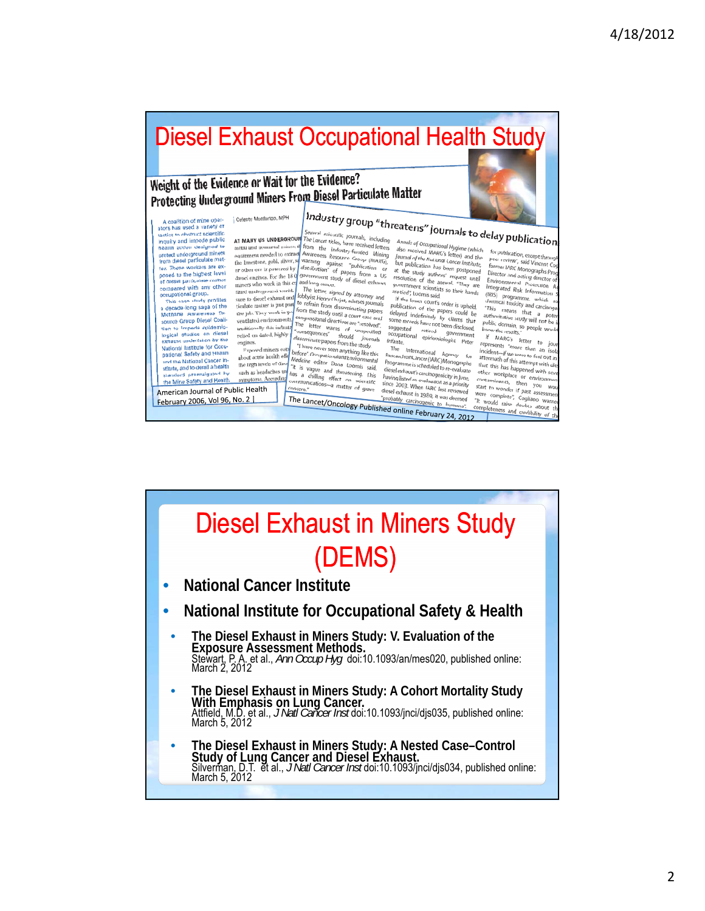# Diesel Exhaust Occupational Health Study

**Weight of the Evidence or Wait for the Evidence? Protecting Underground Miners From Diesel Particulate Matter**

American Journal of Public Health
February 2006, Vol 96, No. 2

**Industry group "threatens" journals to delay publication**

The Lancet/Oncology Published online February 24, 2012

# Diesel Exhaust in Miners Study (DEMS)

- **National Cancer Institute**
- **National Institute for Occupational Safety & Health**
  - **The Diesel Exhaust in Miners Study: V. Evaluation of the Exposure Assessment Methods.**
    Stewart, P. A. et al., *Ann Occup Hyg* doi:10.1093/an/mes020, published online: March 2, 2012
  - **The Diesel Exhaust in Miners Study: A Cohort Mortality Study With Emphasis on Lung Cancer.**
    Attfield, M.D. et al., *J Natl Cancer Inst* doi:10.1093/jnci/djs035, published online: March 5, 2012
  - **The Diesel Exhaust in Miners Study: A Nested Case–Control Study of Lung Cancer and Diesel Exhaust.**
    Silverman, D.T. et al., *J Natl Cancer Inst* doi:10.1093/jnci/djs034, published online: March 5, 2012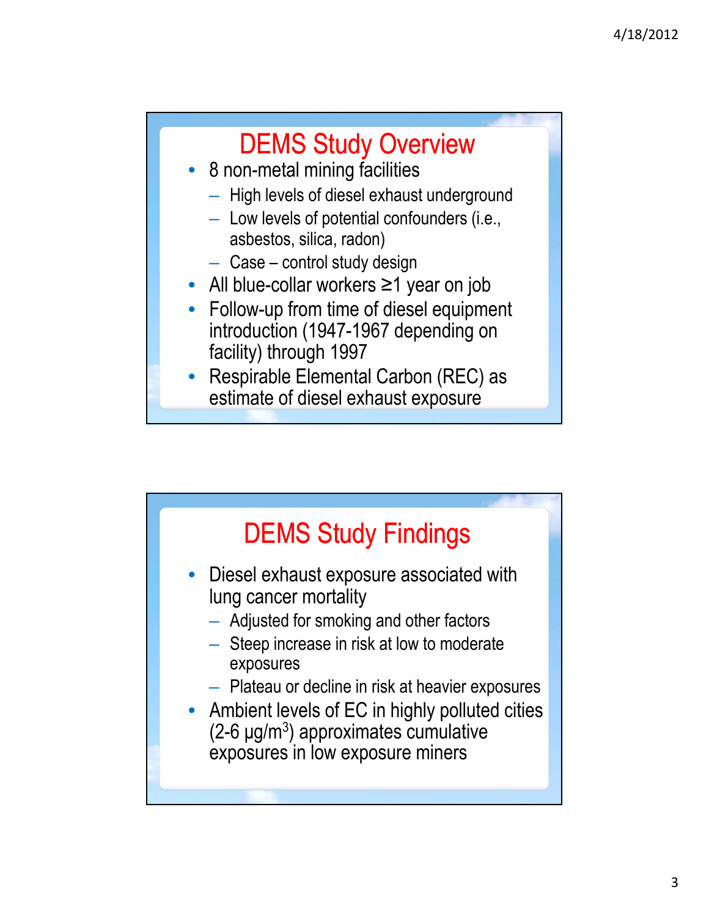## DEMS Study Overview

- 8 non-metal mining facilities
  - High levels of diesel exhaust underground
  - Low levels of potential confounders (i.e., asbestos, silica, radon)
  - Case – control study design
- All blue-collar workers ≥1 year on job
- Follow-up from time of diesel equipment introduction (1947-1967 depending on facility) through 1997
- Respirable Elemental Carbon (REC) as estimate of diesel exhaust exposure

## DEMS Study Findings

- Diesel exhaust exposure associated with lung cancer mortality
  - Adjusted for smoking and other factors
  - Steep increase in risk at low to moderate exposures
  - Plateau or decline in risk at heavier exposures
- Ambient levels of EC in highly polluted cities (2-6 $\mu g/m^3$) approximates cumulative exposures in low exposure miners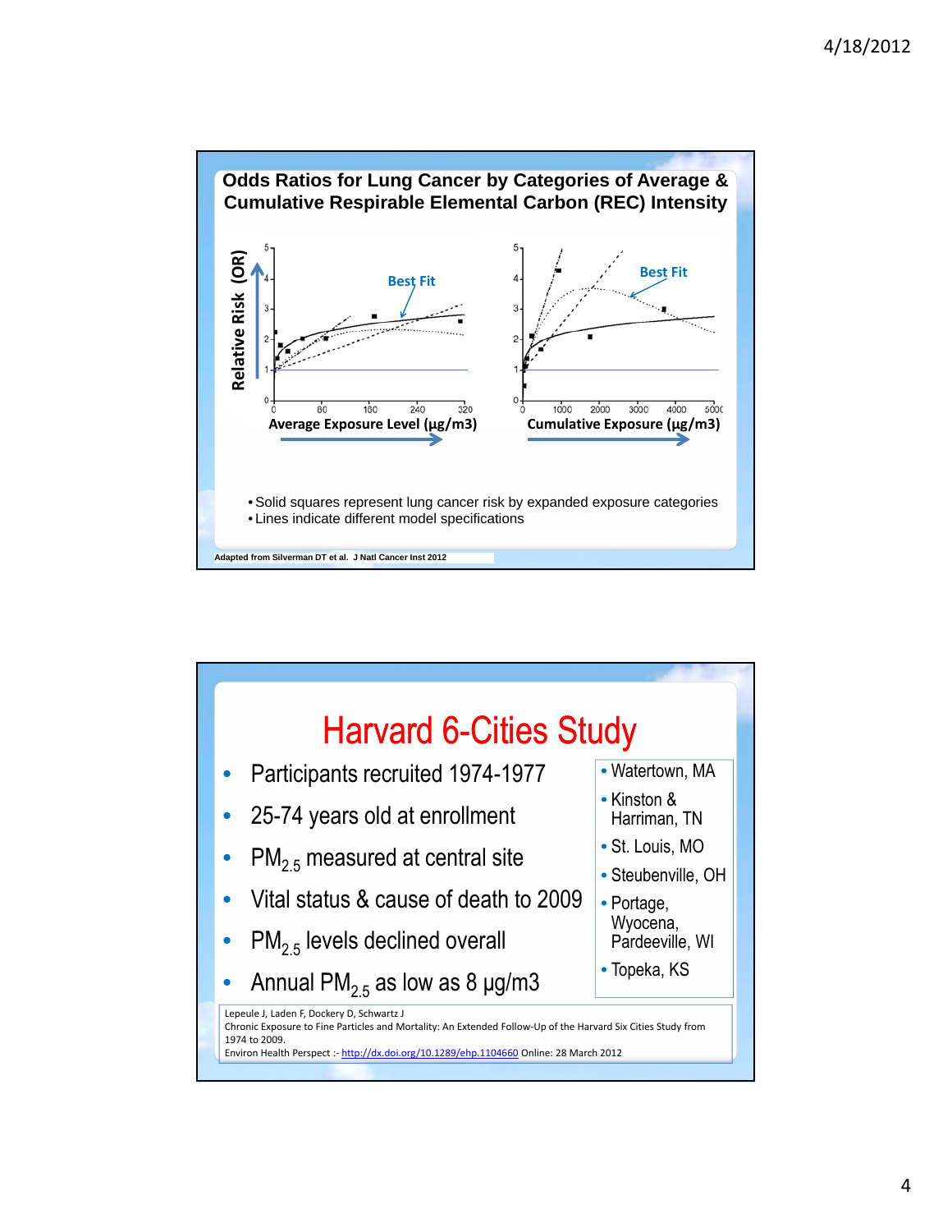## Odds Ratios for Lung Cancer by Categories of Average & Cumulative Respirable Elemental Carbon (REC) Intensity

Relative Risk (OR)

Best Fit

Average Exposure Level (µg/m3)

Best Fit

Cumulative Exposure (µg/m3)

- Solid squares represent lung cancer risk by expanded exposure categories
- Lines indicate different model specifications

Adapted from Silverman DT et al. J Natl Cancer Inst 2012

## Harvard 6-Cities Study

- Participants recruited 1974-1977
- 25-74 years old at enrollment
- $PM_{2.5}$ measured at central site
- Vital status & cause of death to 2009
- $PM_{2.5}$ levels declined overall
- Annual $PM_{2.5}$ as low as 8 µg/m3

- Watertown, MA
- Kinston & Harriman, TN
- St. Louis, MO
- Steubenville, OH
- Portage, Wyocena, Pardeeville, WI
- Topeka, KS

Lepeule J, Laden F, Dockery D, Schwartz J
Chronic Exposure to Fine Particles and Mortality: An Extended Follow-Up of the Harvard Six Cities Study from 1974 to 2009.
Environ Health Perspect :- http://dx.doi.org/10.1289/ehp.1104660 Online: 28 March 2012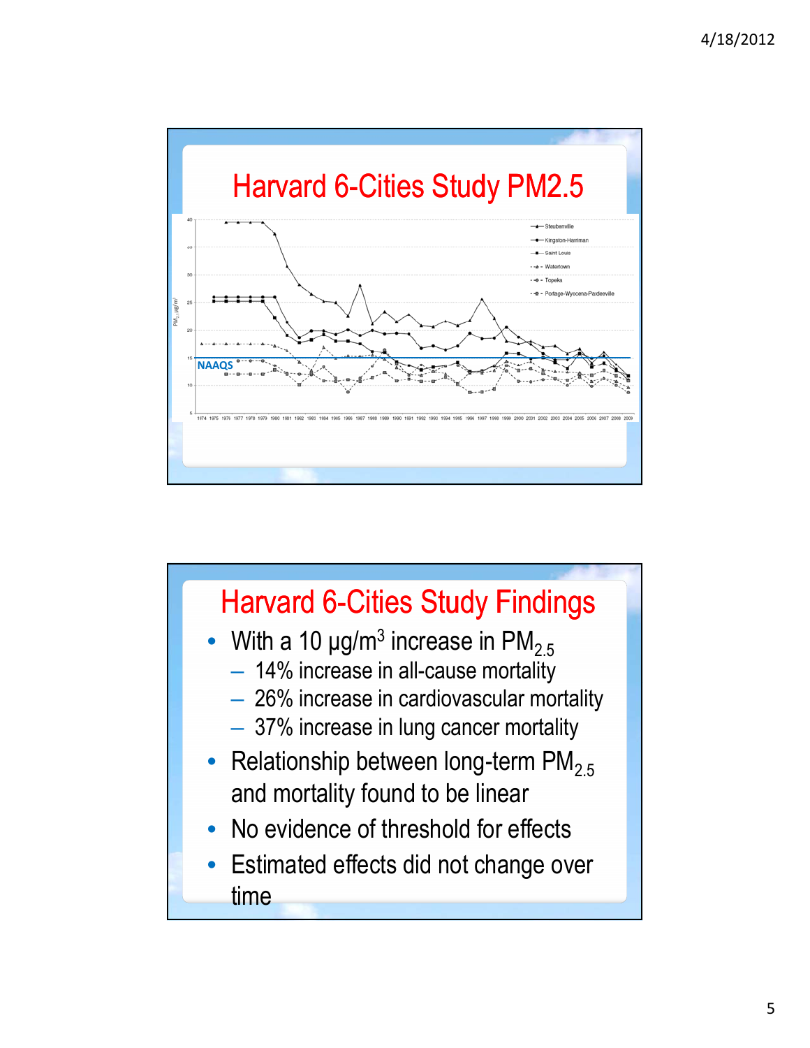# Harvard 6-Cities Study PM2.5

40
35
30
25
20
15
10
5

$PM_{2.5}$ μg/m³

NAAQS

1974 1975 1976 1977 1978 1979 1980 1981 1982 1983 1984 1985 1986 1987 1988 1989 1990 1991 1992 1993 1994 1995 1996 1997 1998 1999 2000 2001 2002 2003 2004 2005 2006 2007 2008 2009

Steubenville
Kingston-Harriman
Saint Louis
Watertown
Topeka
Portage-Wyocena-Pardeeville

# Harvard 6-Cities Study Findings

- With a 10 μg/m³ increase in $PM_{2.5}$
  - 14% increase in all-cause mortality
  - 26% increase in cardiovascular mortality
  - 37% increase in lung cancer mortality
- Relationship between long-term $PM_{2.5}$ and mortality found to be linear
- No evidence of threshold for effects
- Estimated effects did not change over time